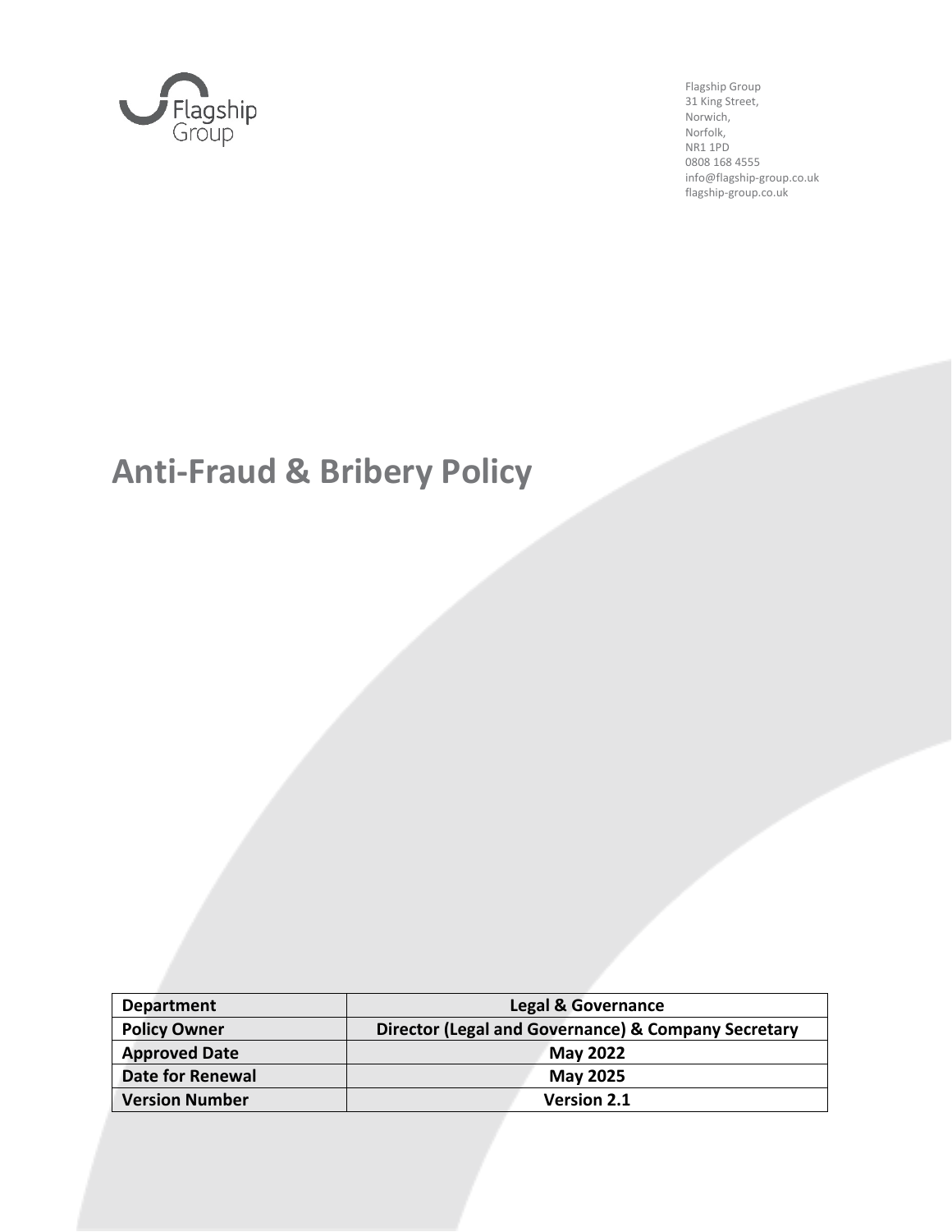Flagship Group
31 King Street,
Norwich,
Norfolk,
NR1 1PD
0808 168 4555
info@flagship-group.co.uk
flagship-group.co.uk

# Anti-Fraud & Bribery Policy

| **Department** | **Legal & Governance** |
|---|---|
| **Policy Owner** | **Director (Legal and Governance) & Company Secretary** |
| **Approved Date** | **May 2022** |
| **Date for Renewal** | **May 2025** |
| **Version Number** | **Version 2.1** |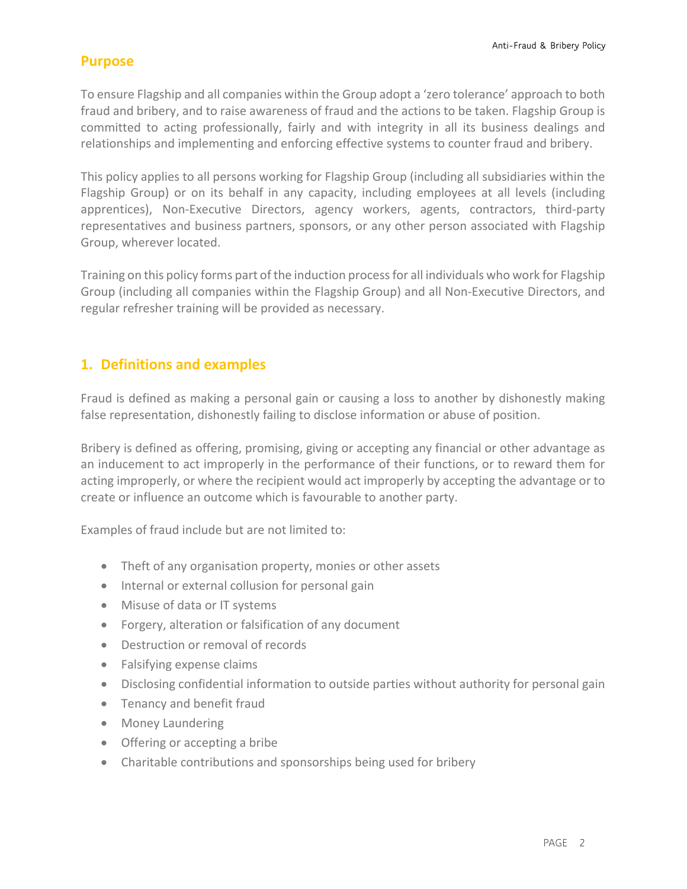## Purpose

To ensure Flagship and all companies within the Group adopt a 'zero tolerance' approach to both fraud and bribery, and to raise awareness of fraud and the actions to be taken. Flagship Group is committed to acting professionally, fairly and with integrity in all its business dealings and relationships and implementing and enforcing effective systems to counter fraud and bribery.

This policy applies to all persons working for Flagship Group (including all subsidiaries within the Flagship Group) or on its behalf in any capacity, including employees at all levels (including apprentices), Non-Executive Directors, agency workers, agents, contractors, third-party representatives and business partners, sponsors, or any other person associated with Flagship Group, wherever located.

Training on this policy forms part of the induction process for all individuals who work for Flagship Group (including all companies within the Flagship Group) and all Non-Executive Directors, and regular refresher training will be provided as necessary.

## 1. Definitions and examples

Fraud is defined as making a personal gain or causing a loss to another by dishonestly making false representation, dishonestly failing to disclose information or abuse of position.

Bribery is defined as offering, promising, giving or accepting any financial or other advantage as an inducement to act improperly in the performance of their functions, or to reward them for acting improperly, or where the recipient would act improperly by accepting the advantage or to create or influence an outcome which is favourable to another party.

Examples of fraud include but are not limited to:

- Theft of any organisation property, monies or other assets
- Internal or external collusion for personal gain
- Misuse of data or IT systems
- Forgery, alteration or falsification of any document
- Destruction or removal of records
- Falsifying expense claims
- Disclosing confidential information to outside parties without authority for personal gain
- Tenancy and benefit fraud
- Money Laundering
- Offering or accepting a bribe
- Charitable contributions and sponsorships being used for bribery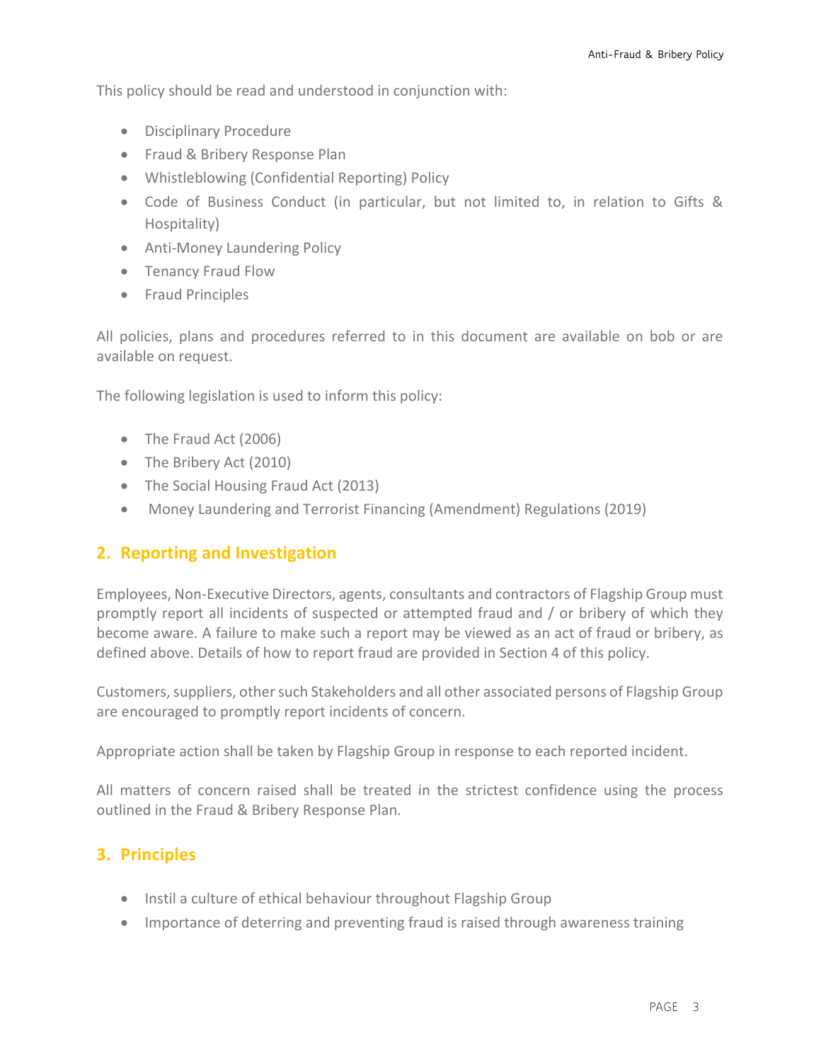This policy should be read and understood in conjunction with:

- Disciplinary Procedure
- Fraud & Bribery Response Plan
- Whistleblowing (Confidential Reporting) Policy
- Code of Business Conduct (in particular, but not limited to, in relation to Gifts & Hospitality)
- Anti-Money Laundering Policy
- Tenancy Fraud Flow
- Fraud Principles

All policies, plans and procedures referred to in this document are available on bob or are available on request.

The following legislation is used to inform this policy:

- The Fraud Act (2006)
- The Bribery Act (2010)
- The Social Housing Fraud Act (2013)
- Money Laundering and Terrorist Financing (Amendment) Regulations (2019)

## 2. Reporting and Investigation

Employees, Non-Executive Directors, agents, consultants and contractors of Flagship Group must promptly report all incidents of suspected or attempted fraud and / or bribery of which they become aware. A failure to make such a report may be viewed as an act of fraud or bribery, as defined above. Details of how to report fraud are provided in Section 4 of this policy.

Customers, suppliers, other such Stakeholders and all other associated persons of Flagship Group are encouraged to promptly report incidents of concern.

Appropriate action shall be taken by Flagship Group in response to each reported incident.

All matters of concern raised shall be treated in the strictest confidence using the process outlined in the Fraud & Bribery Response Plan.

## 3. Principles

- Instil a culture of ethical behaviour throughout Flagship Group
- Importance of deterring and preventing fraud is raised through awareness training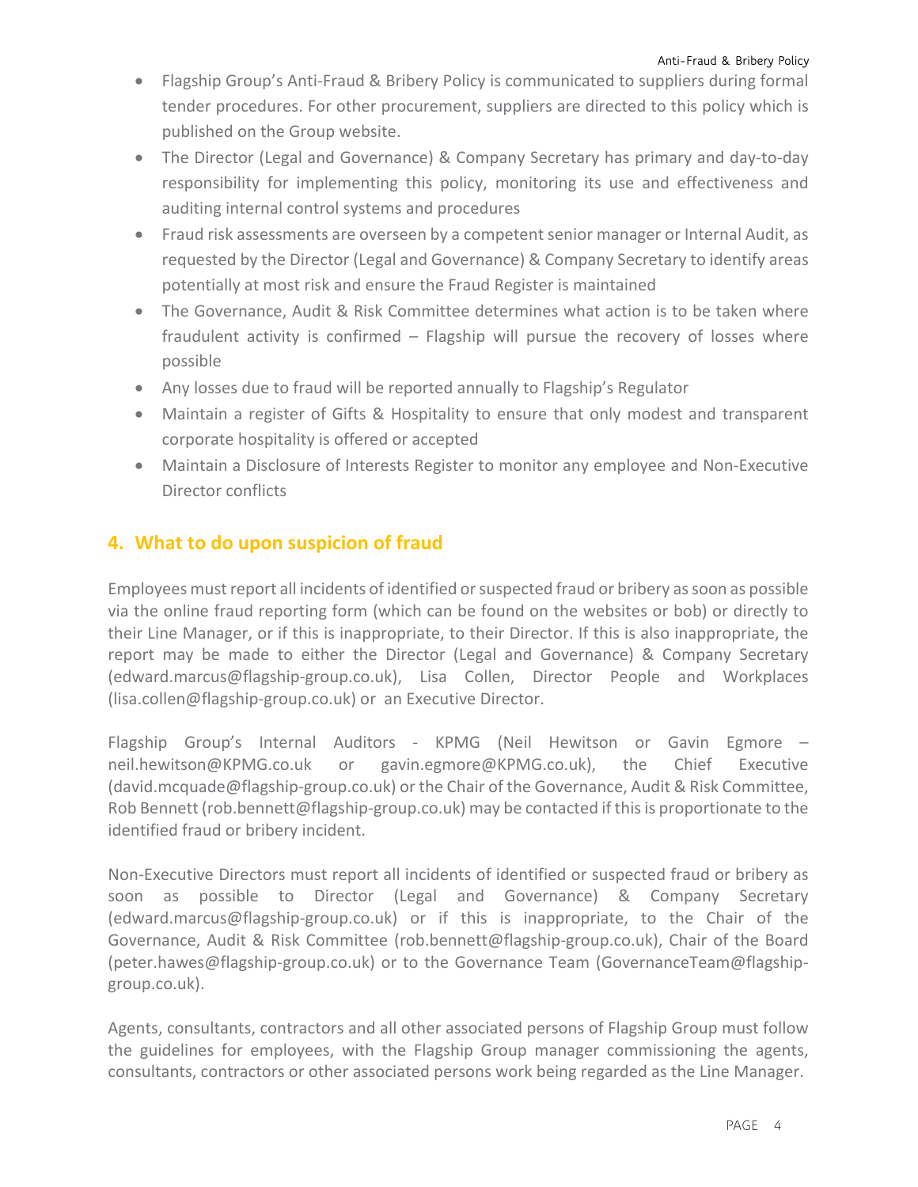- Flagship Group's Anti-Fraud & Bribery Policy is communicated to suppliers during formal tender procedures. For other procurement, suppliers are directed to this policy which is published on the Group website.
- The Director (Legal and Governance) & Company Secretary has primary and day-to-day responsibility for implementing this policy, monitoring its use and effectiveness and auditing internal control systems and procedures
- Fraud risk assessments are overseen by a competent senior manager or Internal Audit, as requested by the Director (Legal and Governance) & Company Secretary to identify areas potentially at most risk and ensure the Fraud Register is maintained
- The Governance, Audit & Risk Committee determines what action is to be taken where fraudulent activity is confirmed – Flagship will pursue the recovery of losses where possible
- Any losses due to fraud will be reported annually to Flagship's Regulator
- Maintain a register of Gifts & Hospitality to ensure that only modest and transparent corporate hospitality is offered or accepted
- Maintain a Disclosure of Interests Register to monitor any employee and Non-Executive Director conflicts

## 4. What to do upon suspicion of fraud

Employees must report all incidents of identified or suspected fraud or bribery as soon as possible via the online fraud reporting form (which can be found on the websites or bob) or directly to their Line Manager, or if this is inappropriate, to their Director. If this is also inappropriate, the report may be made to either the Director (Legal and Governance) & Company Secretary (edward.marcus@flagship-group.co.uk), Lisa Collen, Director People and Workplaces (lisa.collen@flagship-group.co.uk) or an Executive Director.

Flagship Group's Internal Auditors - KPMG (Neil Hewitson or Gavin Egmore – neil.hewitson@KPMG.co.uk or gavin.egmore@KPMG.co.uk), the Chief Executive (david.mcquade@flagship-group.co.uk) or the Chair of the Governance, Audit & Risk Committee, Rob Bennett (rob.bennett@flagship-group.co.uk) may be contacted if this is proportionate to the identified fraud or bribery incident.

Non-Executive Directors must report all incidents of identified or suspected fraud or bribery as soon as possible to Director (Legal and Governance) & Company Secretary (edward.marcus@flagship-group.co.uk) or if this is inappropriate, to the Chair of the Governance, Audit & Risk Committee (rob.bennett@flagship-group.co.uk), Chair of the Board (peter.hawes@flagship-group.co.uk) or to the Governance Team (GovernanceTeam@flagship-group.co.uk).

Agents, consultants, contractors and all other associated persons of Flagship Group must follow the guidelines for employees, with the Flagship Group manager commissioning the agents, consultants, contractors or other associated persons work being regarded as the Line Manager.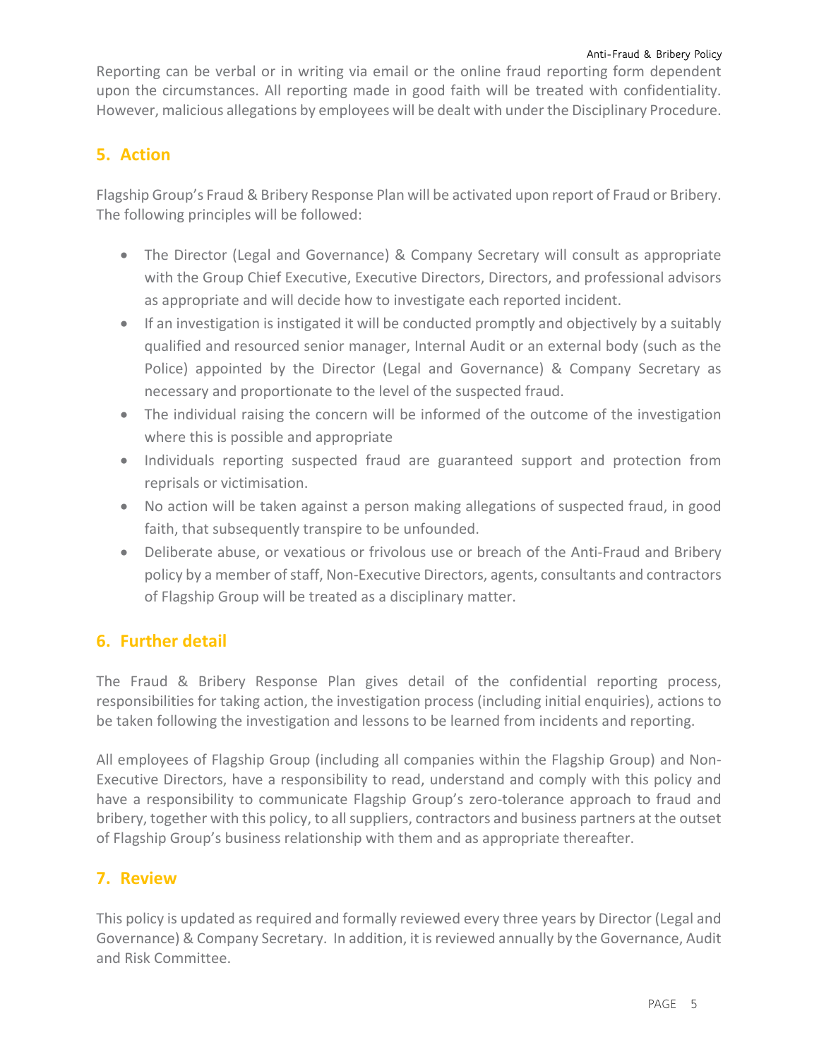Reporting can be verbal or in writing via email or the online fraud reporting form dependent upon the circumstances. All reporting made in good faith will be treated with confidentiality. However, malicious allegations by employees will be dealt with under the Disciplinary Procedure.

## 5. Action

Flagship Group's Fraud & Bribery Response Plan will be activated upon report of Fraud or Bribery. The following principles will be followed:

- The Director (Legal and Governance) & Company Secretary will consult as appropriate with the Group Chief Executive, Executive Directors, Directors, and professional advisors as appropriate and will decide how to investigate each reported incident.
- If an investigation is instigated it will be conducted promptly and objectively by a suitably qualified and resourced senior manager, Internal Audit or an external body (such as the Police) appointed by the Director (Legal and Governance) & Company Secretary as necessary and proportionate to the level of the suspected fraud.
- The individual raising the concern will be informed of the outcome of the investigation where this is possible and appropriate
- Individuals reporting suspected fraud are guaranteed support and protection from reprisals or victimisation.
- No action will be taken against a person making allegations of suspected fraud, in good faith, that subsequently transpire to be unfounded.
- Deliberate abuse, or vexatious or frivolous use or breach of the Anti-Fraud and Bribery policy by a member of staff, Non-Executive Directors, agents, consultants and contractors of Flagship Group will be treated as a disciplinary matter.

## 6. Further detail

The Fraud & Bribery Response Plan gives detail of the confidential reporting process, responsibilities for taking action, the investigation process (including initial enquiries), actions to be taken following the investigation and lessons to be learned from incidents and reporting.

All employees of Flagship Group (including all companies within the Flagship Group) and Non-Executive Directors, have a responsibility to read, understand and comply with this policy and have a responsibility to communicate Flagship Group's zero-tolerance approach to fraud and bribery, together with this policy, to all suppliers, contractors and business partners at the outset of Flagship Group's business relationship with them and as appropriate thereafter.

## 7. Review

This policy is updated as required and formally reviewed every three years by Director (Legal and Governance) & Company Secretary. In addition, it is reviewed annually by the Governance, Audit and Risk Committee.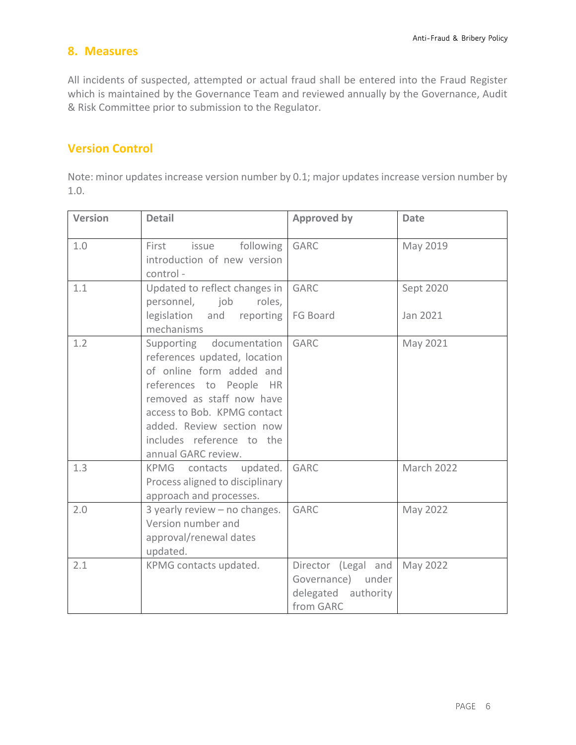## 8. Measures

All incidents of suspected, attempted or actual fraud shall be entered into the Fraud Register which is maintained by the Governance Team and reviewed annually by the Governance, Audit & Risk Committee prior to submission to the Regulator.

## Version Control

Note: minor updates increase version number by 0.1; major updates increase version number by 1.0.

| Version | Detail | Approved by | Date |
|---|---|---|---|
| 1.0 | First issue following introduction of new version control - | GARC | May 2019 |
| 1.1 | Updated to reflect changes in personnel, job roles, legislation and reporting mechanisms | GARC<br><br>FG Board | Sept 2020<br><br>Jan 2021 |
| 1.2 | Supporting documentation references updated, location of online form added and references to People HR removed as staff now have access to Bob. KPMG contact added. Review section now includes reference to the annual GARC review. | GARC | May 2021 |
| 1.3 | KPMG contacts updated. Process aligned to disciplinary approach and processes. | GARC | March 2022 |
| 2.0 | 3 yearly review – no changes. Version number and approval/renewal dates updated. | GARC | May 2022 |
| 2.1 | KPMG contacts updated. | Director (Legal and Governance) under delegated authority from GARC | May 2022 |